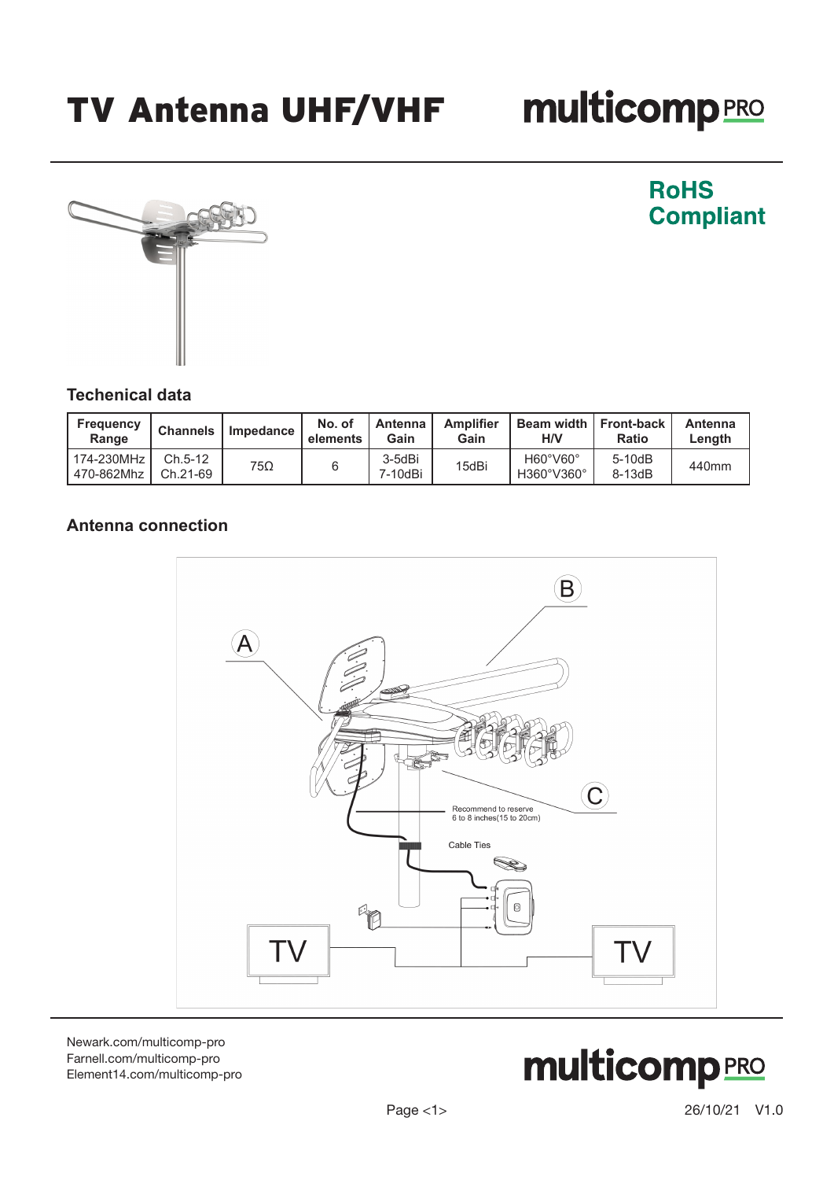# TV Antenna UHF/VHF

multicomp PRO

RoHS Compliant

## Techenical data

| Frequency Range | Channels | Impedance | No. of elements | Antenna Gain | Amplifier Gain | Beam width H/V | Front-back Ratio | Antenna Length |
|---|---|---|---|---|---|---|---|---|
| 174-230MHz<br>470-862Mhz | Ch.5-12<br>Ch.21-69 | 75Ω | 6 | 3-5dBi<br>7-10dBi | 15dBi | H60°V60°<br>H360°V360° | 5-10dB<br>8-13dB | 440mm |

## Antenna connection

A

B

C

Recommend to reserve 6 to 8 inches(15 to 20cm)

Cable Ties

TV

TV

Newark.com/multicomp-pro
Farnell.com/multicomp-pro
Element14.com/multicomp-pro

26/10/21 V1.0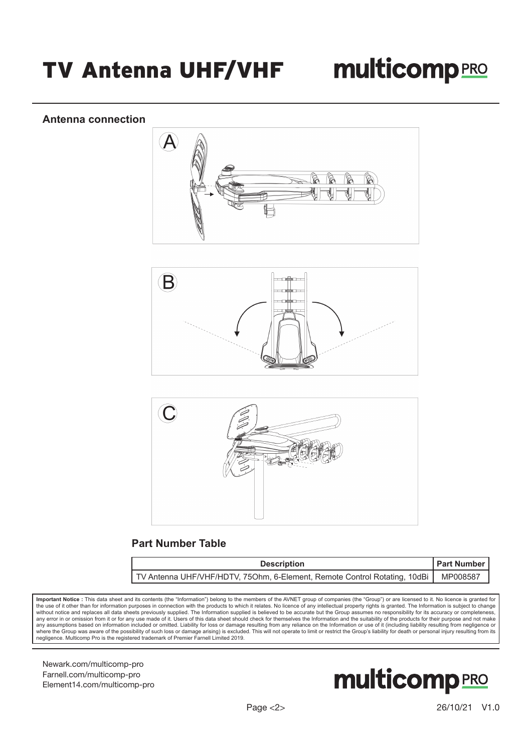# TV Antenna UHF/VHF

## Antenna connection

A

B

C

## Part Number Table

| Description | Part Number |
| --- | --- |
| TV Antenna UHF/VHF/HDTV, 75Ohm, 6-Element, Remote Control Rotating, 10dBi | MP008587 |

**Important Notice :** This data sheet and its contents (the "Information") belong to the members of the AVNET group of companies (the "Group") or are licensed to it. No licence is granted for the use of it other than for information purposes in connection with the products to which it relates. No licence of any intellectual property rights is granted. The Information is subject to change without notice and replaces all data sheets previously supplied. The Information supplied is believed to be accurate but the Group assumes no responsibility for its accuracy or completeness, any error in or omission from it or for any use made of it. Users of this data sheet should check for themselves the Information and the suitability of the products for their purpose and not make any assumptions based on information included or omitted. Liability for loss or damage resulting from any reliance on the Information or use of it (including liability resulting from negligence or where the Group was aware of the possibility of such loss or damage arising) is excluded. This will not operate to limit or restrict the Group's liability for death or personal injury resulting from its negligence. Multicomp Pro is the registered trademark of Premier Farnell Limited 2019.

Newark.com/multicomp-pro
Farnell.com/multicomp-pro
Element14.com/multicomp-pro

26/10/21 V1.0